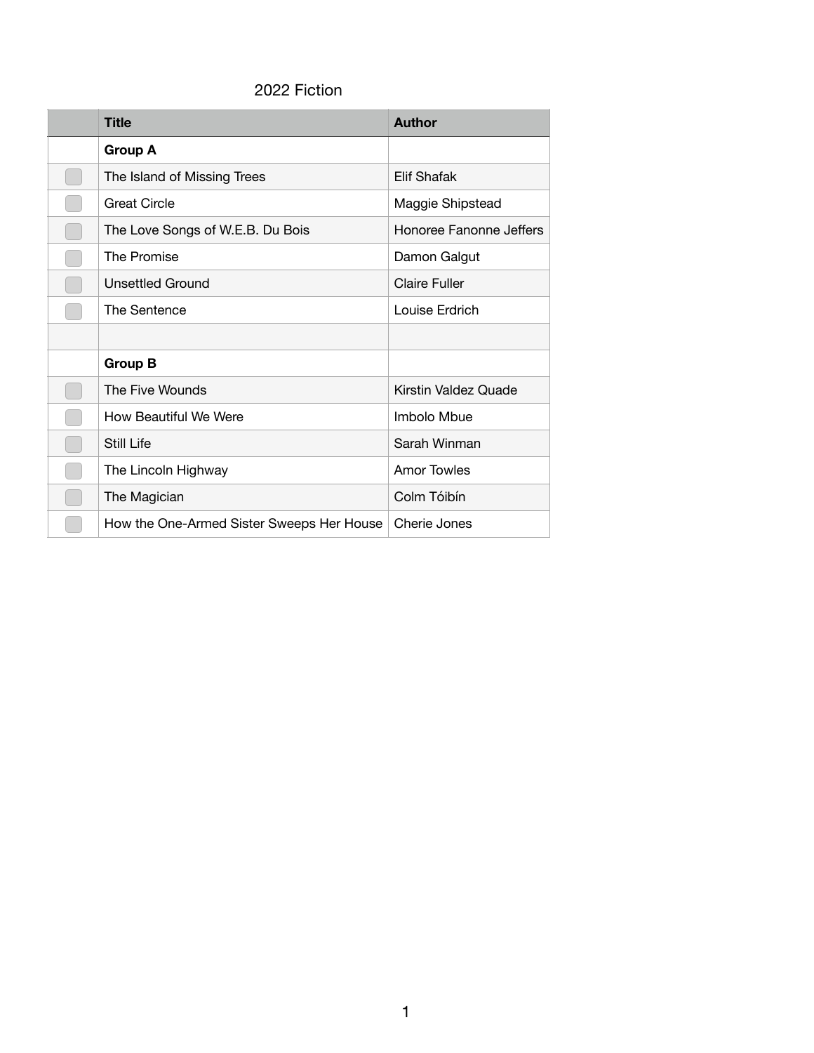# 2022 Fiction

| | Title | Author |
|---|---|---|
| | **Group A** | |
| ☐ | The Island of Missing Trees | Elif Shafak |
| ☐ | Great Circle | Maggie Shipstead |
| ☐ | The Love Songs of W.E.B. Du Bois | Honoree Fanonne Jeffers |
| ☐ | The Promise | Damon Galgut |
| ☐ | Unsettled Ground | Claire Fuller |
| ☐ | The Sentence | Louise Erdrich |
| | | |
| | **Group B** | |
| ☐ | The Five Wounds | Kirstin Valdez Quade |
| ☐ | How Beautiful We Were | Imbolo Mbue |
| ☐ | Still Life | Sarah Winman |
| ☐ | The Lincoln Highway | Amor Towles |
| ☐ | The Magician | Colm Tóibín |
| ☐ | How the One-Armed Sister Sweeps Her House | Cherie Jones |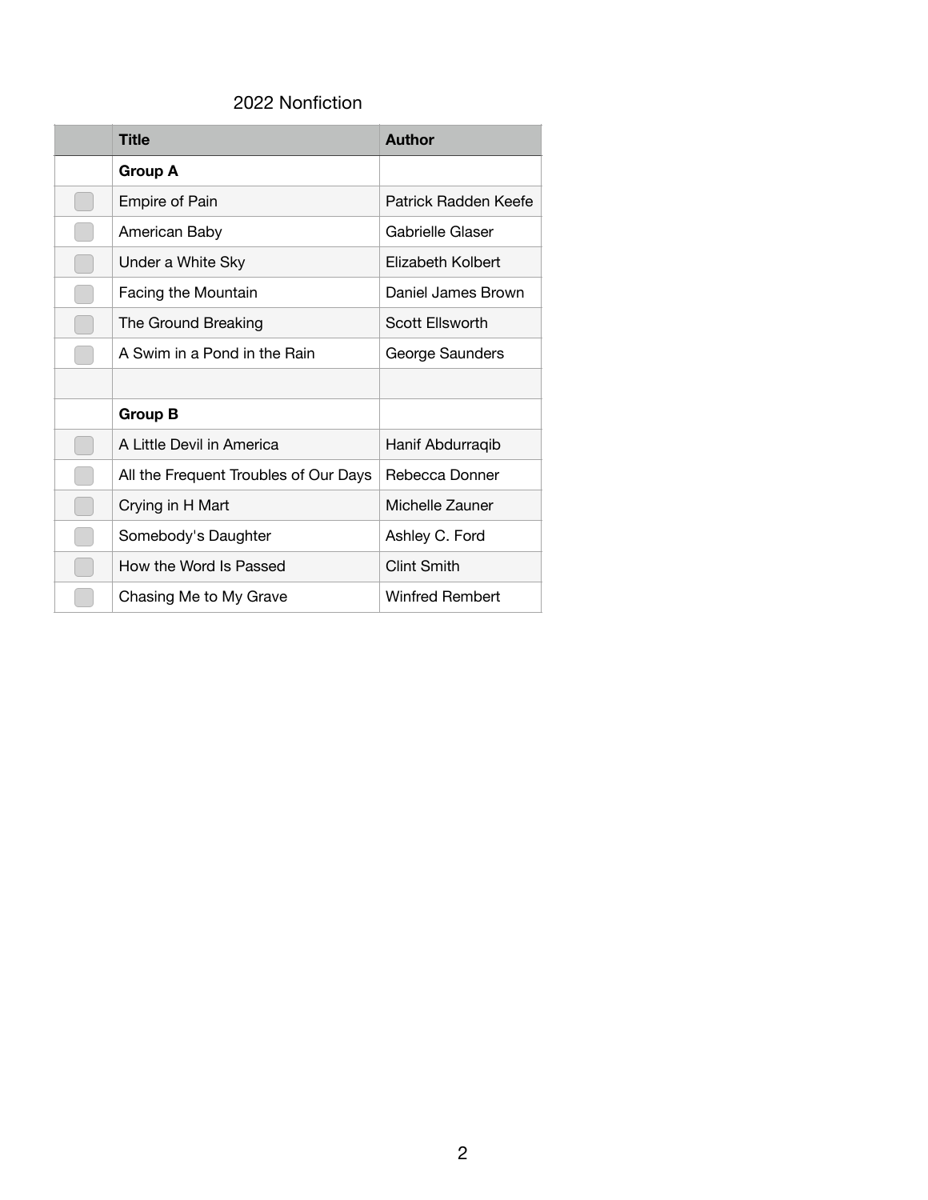## 2022 Nonfiction

| | Title | Author |
|---|---|---|
| | **Group A** | |
| ☐ | Empire of Pain | Patrick Radden Keefe |
| ☐ | American Baby | Gabrielle Glaser |
| ☐ | Under a White Sky | Elizabeth Kolbert |
| ☐ | Facing the Mountain | Daniel James Brown |
| ☐ | The Ground Breaking | Scott Ellsworth |
| ☐ | A Swim in a Pond in the Rain | George Saunders |
| | | |
| | **Group B** | |
| ☐ | A Little Devil in America | Hanif Abdurraqib |
| ☐ | All the Frequent Troubles of Our Days | Rebecca Donner |
| ☐ | Crying in H Mart | Michelle Zauner |
| ☐ | Somebody's Daughter | Ashley C. Ford |
| ☐ | How the Word Is Passed | Clint Smith |
| ☐ | Chasing Me to My Grave | Winfred Rembert |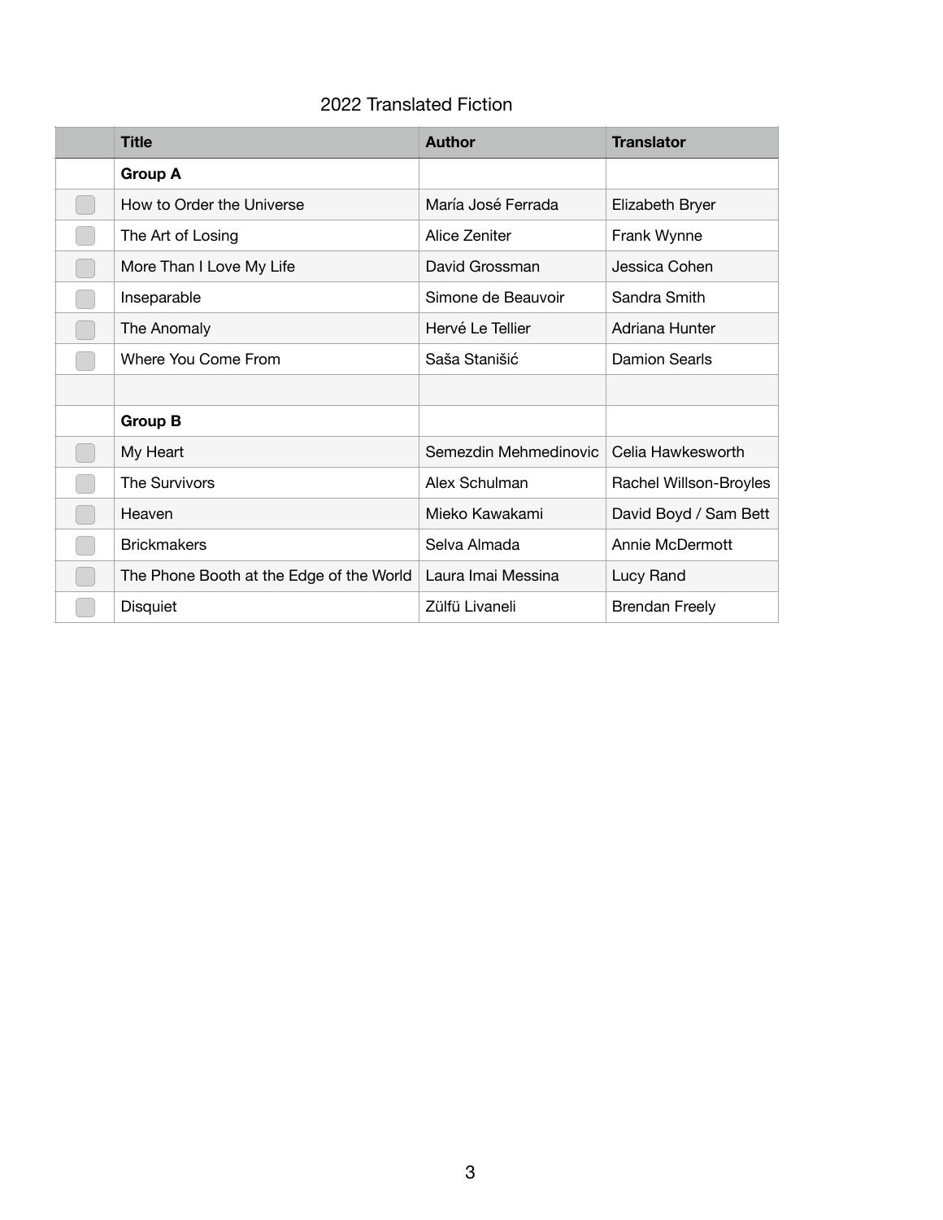# 2022 Translated Fiction

| | Title | Author | Translator |
|---|---|---|---|
| | **Group A** | | |
| ☐ | How to Order the Universe | María José Ferrada | Elizabeth Bryer |
| ☐ | The Art of Losing | Alice Zeniter | Frank Wynne |
| ☐ | More Than I Love My Life | David Grossman | Jessica Cohen |
| ☐ | Inseparable | Simone de Beauvoir | Sandra Smith |
| ☐ | The Anomaly | Hervé Le Tellier | Adriana Hunter |
| ☐ | Where You Come From | Saša Stanišić | Damion Searls |
| | | | |
| | **Group B** | | |
| ☐ | My Heart | Semezdin Mehmedinovic | Celia Hawkesworth |
| ☐ | The Survivors | Alex Schulman | Rachel Willson-Broyles |
| ☐ | Heaven | Mieko Kawakami | David Boyd / Sam Bett |
| ☐ | Brickmakers | Selva Almada | Annie McDermott |
| ☐ | The Phone Booth at the Edge of the World | Laura Imai Messina | Lucy Rand |
| ☐ | Disquiet | Zülfü Livaneli | Brendan Freely |